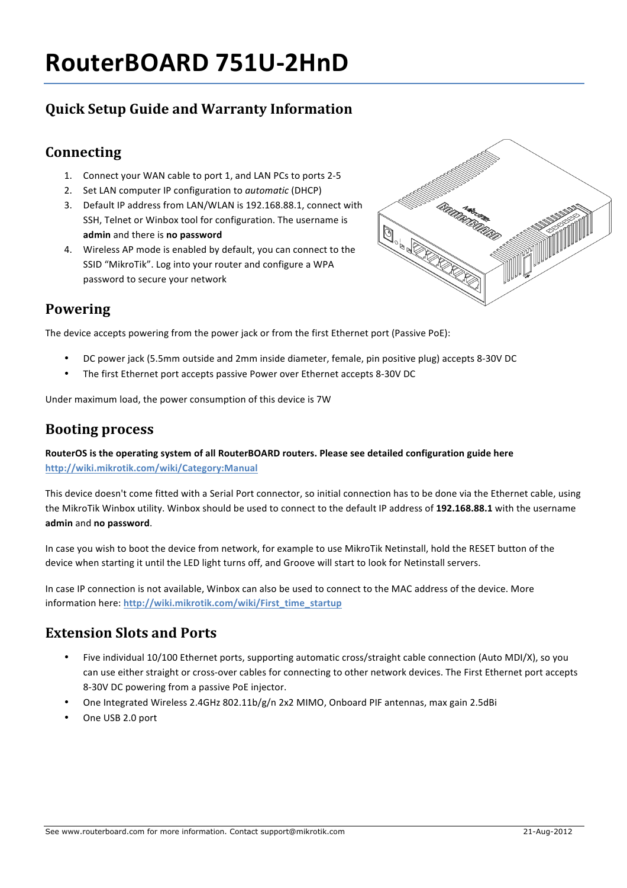# RouterBOARD 751U-2HnD

## Quick Setup Guide and Warranty Information

### Connecting

1. Connect your WAN cable to port 1, and LAN PCs to ports 2-5
2. Set LAN computer IP configuration to *automatic* (DHCP)
3. Default IP address from LAN/WLAN is 192.168.88.1, connect with SSH, Telnet or Winbox tool for configuration. The username is **admin** and there is **no password**
4. Wireless AP mode is enabled by default, you can connect to the SSID "MikroTik". Log into your router and configure a WPA password to secure your network

### Powering

The device accepts powering from the power jack or from the first Ethernet port (Passive PoE):

- DC power jack (5.5mm outside and 2mm inside diameter, female, pin positive plug) accepts 8-30V DC
- The first Ethernet port accepts passive Power over Ethernet accepts 8-30V DC

Under maximum load, the power consumption of this device is 7W

### Booting process

**RouterOS is the operating system of all RouterBOARD routers. Please see detailed configuration guide here** **http://wiki.mikrotik.com/wiki/Category:Manual**

This device doesn't come fitted with a Serial Port connector, so initial connection has to be done via the Ethernet cable, using the MikroTik Winbox utility. Winbox should be used to connect to the default IP address of **192.168.88.1** with the username **admin** and **no password**.

In case you wish to boot the device from network, for example to use MikroTik Netinstall, hold the RESET button of the device when starting it until the LED light turns off, and Groove will start to look for Netinstall servers.

In case IP connection is not available, Winbox can also be used to connect to the MAC address of the device. More information here: **http://wiki.mikrotik.com/wiki/First_time_startup**

### Extension Slots and Ports

- Five individual 10/100 Ethernet ports, supporting automatic cross/straight cable connection (Auto MDI/X), so you can use either straight or cross-over cables for connecting to other network devices. The First Ethernet port accepts 8-30V DC powering from a passive PoE injector.
- One Integrated Wireless 2.4GHz 802.11b/g/n 2x2 MIMO, Onboard PIF antennas, max gain 2.5dBi
- One USB 2.0 port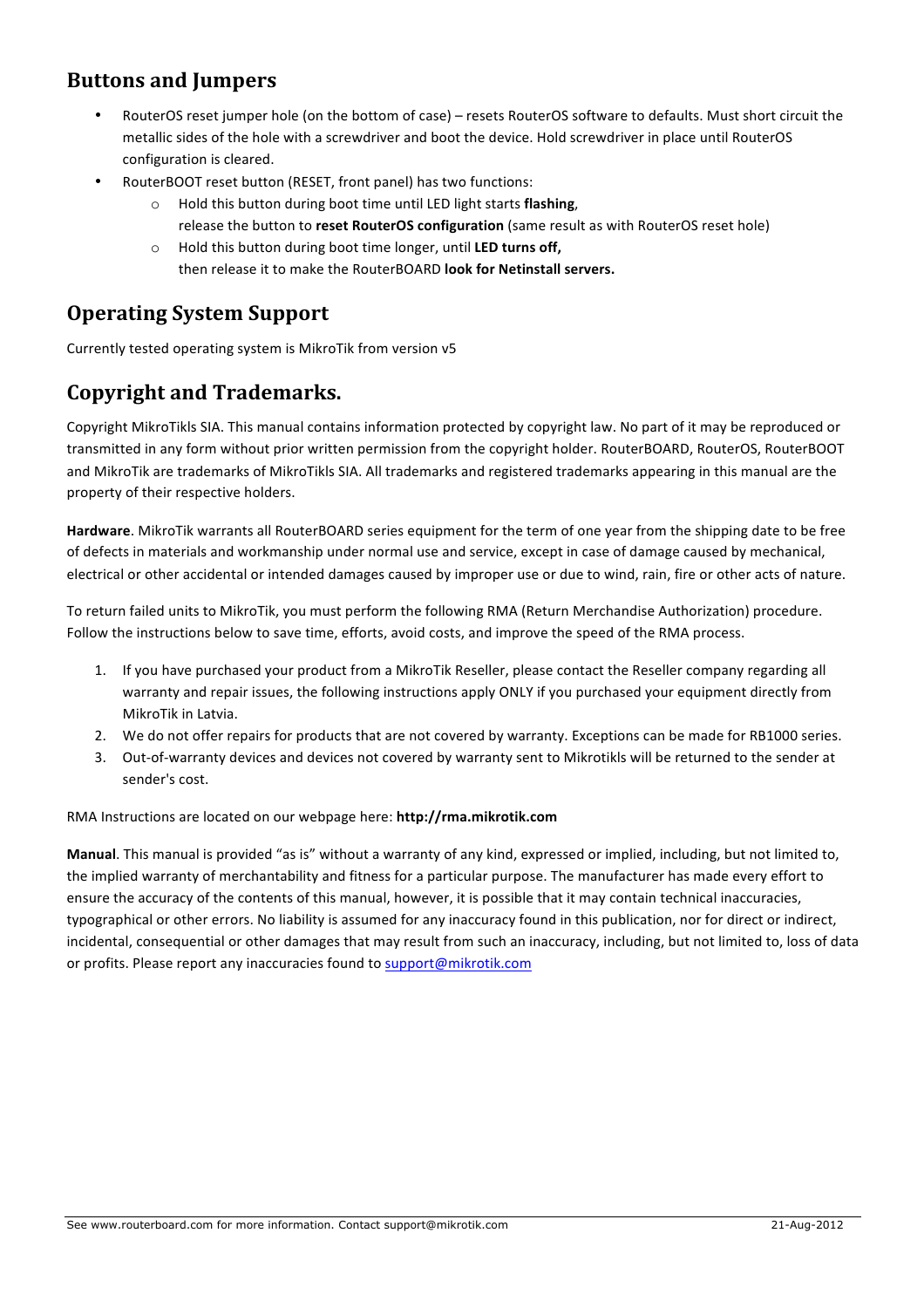## Buttons and Jumpers

- RouterOS reset jumper hole (on the bottom of case) – resets RouterOS software to defaults. Must short circuit the metallic sides of the hole with a screwdriver and boot the device. Hold screwdriver in place until RouterOS configuration is cleared.
- RouterBOOT reset button (RESET, front panel) has two functions:
  - Hold this button during boot time until LED light starts **flashing**, release the button to **reset RouterOS configuration** (same result as with RouterOS reset hole)
  - Hold this button during boot time longer, until **LED turns off,** then release it to make the RouterBOARD **look for Netinstall servers.**

## Operating System Support

Currently tested operating system is MikroTik from version v5

## Copyright and Trademarks.

Copyright MikroTikls SIA. This manual contains information protected by copyright law. No part of it may be reproduced or transmitted in any form without prior written permission from the copyright holder. RouterBOARD, RouterOS, RouterBOOT and MikroTik are trademarks of MikroTikls SIA. All trademarks and registered trademarks appearing in this manual are the property of their respective holders.

**Hardware**. MikroTik warrants all RouterBOARD series equipment for the term of one year from the shipping date to be free of defects in materials and workmanship under normal use and service, except in case of damage caused by mechanical, electrical or other accidental or intended damages caused by improper use or due to wind, rain, fire or other acts of nature.

To return failed units to MikroTik, you must perform the following RMA (Return Merchandise Authorization) procedure. Follow the instructions below to save time, efforts, avoid costs, and improve the speed of the RMA process.

1. If you have purchased your product from a MikroTik Reseller, please contact the Reseller company regarding all warranty and repair issues, the following instructions apply ONLY if you purchased your equipment directly from MikroTik in Latvia.
2. We do not offer repairs for products that are not covered by warranty. Exceptions can be made for RB1000 series.
3. Out-of-warranty devices and devices not covered by warranty sent to Mikrotikls will be returned to the sender at sender's cost.

RMA Instructions are located on our webpage here: **http://rma.mikrotik.com**

**Manual**. This manual is provided "as is" without a warranty of any kind, expressed or implied, including, but not limited to, the implied warranty of merchantability and fitness for a particular purpose. The manufacturer has made every effort to ensure the accuracy of the contents of this manual, however, it is possible that it may contain technical inaccuracies, typographical or other errors. No liability is assumed for any inaccuracy found in this publication, nor for direct or indirect, incidental, consequential or other damages that may result from such an inaccuracy, including, but not limited to, loss of data or profits. Please report any inaccuracies found to support@mikrotik.com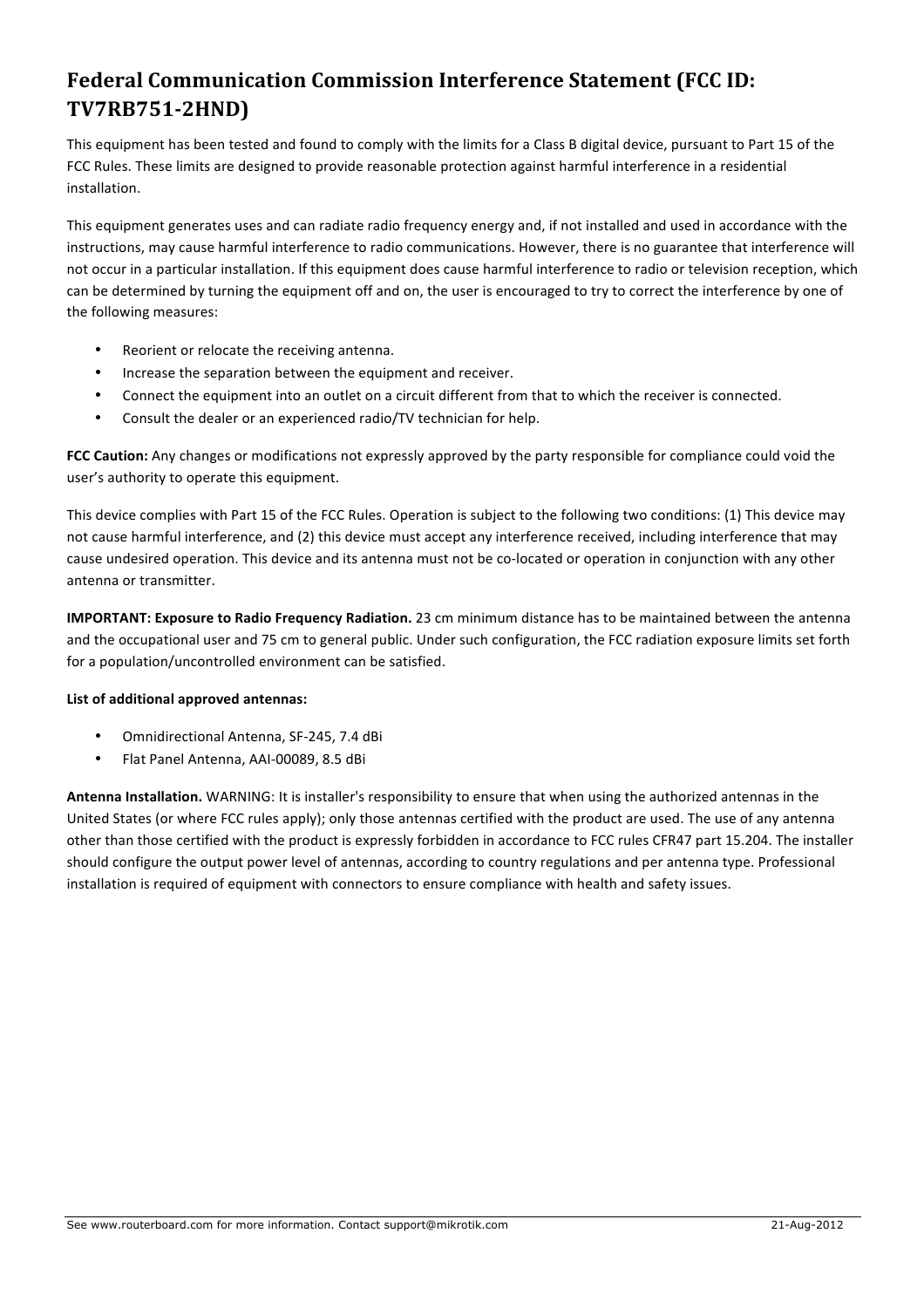# Federal Communication Commission Interference Statement (FCC ID: TV7RB751-2HND)

This equipment has been tested and found to comply with the limits for a Class B digital device, pursuant to Part 15 of the FCC Rules. These limits are designed to provide reasonable protection against harmful interference in a residential installation.

This equipment generates uses and can radiate radio frequency energy and, if not installed and used in accordance with the instructions, may cause harmful interference to radio communications. However, there is no guarantee that interference will not occur in a particular installation. If this equipment does cause harmful interference to radio or television reception, which can be determined by turning the equipment off and on, the user is encouraged to try to correct the interference by one of the following measures:

- Reorient or relocate the receiving antenna.
- Increase the separation between the equipment and receiver.
- Connect the equipment into an outlet on a circuit different from that to which the receiver is connected.
- Consult the dealer or an experienced radio/TV technician for help.

**FCC Caution:** Any changes or modifications not expressly approved by the party responsible for compliance could void the user's authority to operate this equipment.

This device complies with Part 15 of the FCC Rules. Operation is subject to the following two conditions: (1) This device may not cause harmful interference, and (2) this device must accept any interference received, including interference that may cause undesired operation. This device and its antenna must not be co-located or operation in conjunction with any other antenna or transmitter.

**IMPORTANT: Exposure to Radio Frequency Radiation.** 23 cm minimum distance has to be maintained between the antenna and the occupational user and 75 cm to general public. Under such configuration, the FCC radiation exposure limits set forth for a population/uncontrolled environment can be satisfied.

**List of additional approved antennas:**

- Omnidirectional Antenna, SF-245, 7.4 dBi
- Flat Panel Antenna, AAI-00089, 8.5 dBi

**Antenna Installation.** WARNING: It is installer's responsibility to ensure that when using the authorized antennas in the United States (or where FCC rules apply); only those antennas certified with the product are used. The use of any antenna other than those certified with the product is expressly forbidden in accordance to FCC rules CFR47 part 15.204. The installer should configure the output power level of antennas, according to country regulations and per antenna type. Professional installation is required of equipment with connectors to ensure compliance with health and safety issues.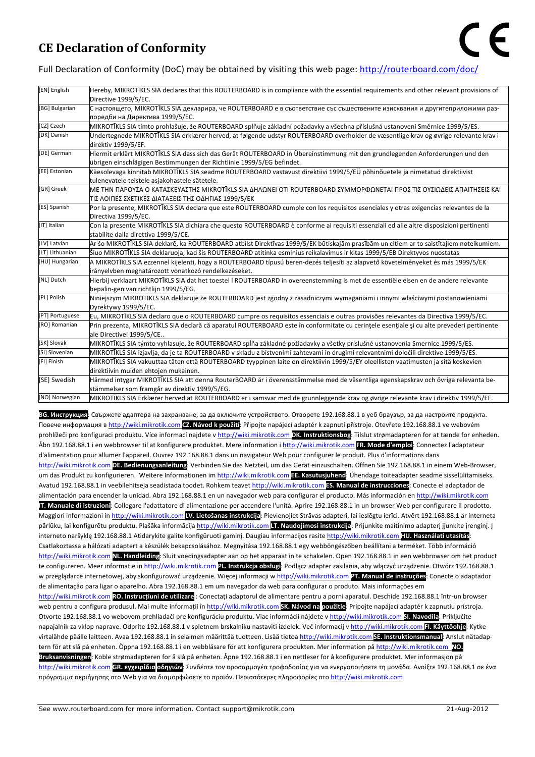# CE Declaration of Conformity

CE

Full Declaration of Conformity (DoC) may be obtained by visiting this web page: http://routerboard.com/doc/

| | |
|---|---|
| [EN] English | Hereby, MIKROTĪKLS SIA declares that this ROUTERBOARD is in compliance with the essential requirements and other relevant provisions of Directive 1999/5/EC. |
| [BG] Bulgarian | С настоящето, MIKROTĪKLS SIA декларира, че ROUTERBOARD е в съответствие със съществените изисквания и другитеприложими раз-поредби на Директива 1999/5/ЕС. |
| [CZ] Czech | MIKROTĪKLS SIA tímto prohlašuje, že ROUTERBOARD splňuje základní požadavky a všechna příslušná ustanoveni Směrnice 1999/5/ES. |
| [DK] Danish | Undertegnede MIKROTĪKLS SIA erklærer herved, at følgende udstyr ROUTERBOARD overholder de væsentlige krav og øvrige relevante krav i direktiv 1999/5/EF. |
| [DE] German | Hiermit erklärt MIKROTĪKLS SIA dass sich das Gerät ROUTERBOARD in Übereinstimmung mit den grundlegenden Anforderungen und den übrigen einschlägigen Bestimmungen der Richtlinie 1999/5/EG befindet. |
| [EE] Estonian | Käesolevaga kinnitab MIKROTĪKLS SIA seadme ROUTERBOARD vastavust direktiivi 1999/5/EÜ põhinõuetele ja nimetatud direktiivist tulenevatele teistele asjakohastele sätetele. |
| [GR] Greek | ΜΕ ΤΗΝ ΠΑΡΟΥΣΑ Ο ΚΑΤΑΣΚΕΥΑΣΤΗΣ MIKROTĪKLS SIA ΔΗΛΩΝΕΙ ΟΤΙ ROUTERBOARD ΣΥΜΜΟΡΦΩΝΕΤΑΙ ΠΡΟΣ ΤΙΣ ΟΥΣΙΩΔΕΙΣ ΑΠΑΙΤΗΣΕΙΣ ΚΑΙ ΤΙΣ ΛΟΙΠΕΣ ΣΧΕΤΙΚΕΣ ΔΙΑΤΑΞΕΙΣ ΤΗΣ ΟΔΗΓΙΑΣ 1999/5/ΕΚ |
| [ES] Spanish | Por la presente, MIKROTĪKLS SIA declara que este ROUTERBOARD cumple con los requisitos esenciales y otras exigencias relevantes de la Directiva 1999/5/EC. |
| [IT] Italian | Con la presente MIKROTĪKLS SIA dichiara che questo ROUTERBOARD è conforme ai requisiti essenziali ed alle altre disposizioni pertinenti stabilite dalla direttiva 1999/5/CE. |
| [LV] Latvian | Ar šo MIKROTĪKLS SIA deklarē, ka ROUTERBOARD atbilst Direktīvas 1999/5/EK būtiskajām prasībām un citiem ar to saistītajiem noteikumiem. |
| [LT] Lithuanian | Šiuo MIKROTĪKLS SIA deklaruoja, kad šis ROUTERBOARD atitinka esminius reikalavimus ir kitas 1999/5/EB Direktyvos nuostatas |
| [HU] Hungarian | A MIKROTĪKLS SIA ezzennel kijelenti, hogy a ROUTERBOARD típusú beren-dezés teljesíti az alapvető követelményeket és más 1999/5/EK irányelvben meghatározott vonatkozó rendelkezéseket. |
| [NL] Dutch | Hierbij verklaart MIKROTĪKLS SIA dat het toestel l ROUTERBOARD in overeenstemming is met de essentiële eisen en de andere relevante bepalin-gen van richtlijn 1999/5/EG. |
| [PL] Polish | Niniejszym MIKROTĪKLS SIA deklaruje że ROUTERBOARD jest zgodny z zasadniczymi wymaganiami i innymi właściwymi postanowieniami Dyrektywy 1999/5/EC. |
| [PT] Portuguese | Eu, MIKROTĪKLS SIA declaro que o ROUTERBOARD cumpre os requisitos essenciais e outras provisões relevantes da Directiva 1999/5/EC. |
| [RO] Romanian | Prin prezenta, MIKROTĪKLS SIA declară că aparatul ROUTERBOARD este în conformitate cu cerinţele esenţiale şi cu alte prevederi pertinente ale Directivei 1999/5/CE.. |
| [SK] Slovak | MIKROTĪKLS SIA týmto vyhlasuje, že ROUTERBOARD spĺňa základné požiadavky a všetky príslušné ustanovenia Smernice 1999/5/ES. |
| [SI] Slovenian | MIKROTĪKLS SIA izjavlja, da je ta ROUTERBOARD v skladu z bistvenimi zahtevami in drugimi relevantnimi določili direktive 1999/5/ES. |
| [FI] Finish | MIKROTĪKLS SIA vakuuttaa täten että ROUTERBOARD tyyppinen laite on direktiivin 1999/5/EY oleellisten vaatimusten ja sitä koskevien direktiivin muiden ehtojen mukainen. |
| [SE] Swedish | Härmed intygar MIKROTĪKLS SIA att denna RouterBOARD är i överensstämmelse med de väsentliga egenskapskrav och övriga relevanta be-stämmelser som framgår av direktiv 1999/5/EG. |
| [NO] Norwegian | MIKROTĪKLS SIA Erklærer herved at ROUTERBOARD er i samsvar med de grunnleggende krav og øvrige relevante krav i direktiv 1999/5/EF. |

**BG. Инструкция**: Свържете адаптера на захранване, за да включите устройството. Отворете 192.168.88.1 в уеб браузър, за да настроите продукта. Повече информация в http://wiki.mikrotik.com **CZ. Návod k použití**: Připojte napájecí adaptér k zapnutí přístroje. Otevřete 192.168.88.1 ve webovém prohlížeči pro konfiguraci produktu. Více informací najdete v http://wiki.mikrotik.com **DK. Instruktionsbog**: Tilslut strømadapteren for at tænde for enheden. Åbn 192.168.88.1 i en webbrowser til at konfigurere produktet. Mere information i http://wiki.mikrotik.com **FR. Mode d'emploi**: Connectez l'adaptateur d'alimentation pour allumer l'appareil. Ouvrez 192.168.88.1 dans un navigateur Web pour configurer le produit. Plus d'informations dans http://wiki.mikrotik.com **DE. Bedienungsanleitung**: Verbinden Sie das Netzteil, um das Gerät einzuschalten. Öffnen Sie 192.168.88.1 in einem Web-Browser, um das Produkt zu konfigurieren. Weitere Informationen im http://wiki.mikrotik.com **EE. Kasutusjuhend**: Ühendage toiteadapter seadme sisselülitamiseks. Avatud 192.168.88.1 in veebilehitseja seadistada toodet. Rohkem teavet http://wiki.mikrotik.com **ES. Manual de instrucciones**: Conecte el adaptador de alimentación para encender la unidad. Abra 192.168.88.1 en un navegador web para configurar el producto. Más información en http://wiki.mikrotik.com **IT. Manuale di istruzioni**: Collegare l'adattatore di alimentazione per accendere l'unità. Aprire 192.168.88.1 in un browser Web per configurare il prodotto. Maggiori informazioni in http://wiki.mikrotik.com **LV. Lietošanas instrukcija**: Pievienojiet Strāvas adapteri, lai ieslēgtu ierīci. Atvērt 192.168.88.1 ar interneta pārlūku, lai konfigurētu produktu. Plašāka informācija http://wiki.mikrotik.com **LT. Naudojimosi instrukcija**: Prijunkite maitinimo adapterį įjunkite įrenginį. Į interneto naršyklę 192.168.88.1 Atidarykite galite konfigūruoti gaminį. Daugiau informacijos rasite http://wiki.mikrotik.com **HU. Használati utasítás**: Csatlakoztassa a hálózati adaptert a készülék bekapcsolásához. Megnyitása 192.168.88.1 egy webböngészőben beállítani a terméket. Több információ http://wiki.mikrotik.com **NL. Handleiding**: Sluit voedingsadapter aan op het apparaat in te schakelen. Open 192.168.88.1 in een webbrowser om het product te configureren. Meer informatie in http://wiki.mikrotik.com **PL. Instrukcja obsługi**: Podłącz adapter zasilania, aby włączyć urządzenie. Otwórz 192.168.88.1 w przeglądarce internetowej, aby skonfigurować urządzenie. Więcej informacji w http://wiki.mikrotik.com **PT. Manual de instruções**: Conecte o adaptador de alimentação para ligar o aparelho. Abra 192.168.88.1 em um navegador da web para configurar o produto. Mais informações em http://wiki.mikrotik.com **RO. Instrucțiuni de utilizare**: Conectați adaptorul de alimentare pentru a porni aparatul. Deschide 192.168.88.1 într-un browser web pentru a configura produsul. Mai multe informații în http://wiki.mikrotik.com **SK. Návod na použitie**: Pripojte napájací adaptér k zapnutiu prístroja. Otvorte 192.168.88.1 vo webovom prehliadači pre konfiguráciu produktu. Viac informácií nájdete v http://wiki.mikrotik.com **SI. Navodila**: Priključite napajalnik za vklop naprave. Odprite 192.168.88.1 v spletnem brskalniku nastaviti izdelek. Več informacij v http://wiki.mikrotik.com **FI. Käyttöohje**: Kytke virtalähde päälle laitteen. Avaa 192.168.88.1 in selaimen määrittää tuotteen. Lisää tietoa http://wiki.mikrotik.com **SE. Instruktionsmanual**: Anslut nätadaptern för att slå på enheten. Öppna 192.168.88.1 i en webbläsare för att konfigurera produkten. Mer information på http://wiki.mikrotik.com **NO. Bruksanvisningen**: Koble strømadapteren for å slå på enheten. Åpne 192.168.88.1 i en nettleser for å konfigurere produktet. Mer informasjon på http://wiki.mikrotik.com **GR. εγχειρίδιο οδηγιών**: Συνδέστε τον προσαρμογέα τροφοδοσίας για να ενεργοποιήσετε τη μονάδα. Ανοίξτε 192.168.88.1 σε ένα πρόγραμμα περιήγησης στο Web για να διαμορφώσετε το προϊόν. Περισσότερες πληροφορίες στο http://wiki.mikrotik.com

See www.routerboard.com for more information. Contact support@mikrotik.com 21-Aug-2012